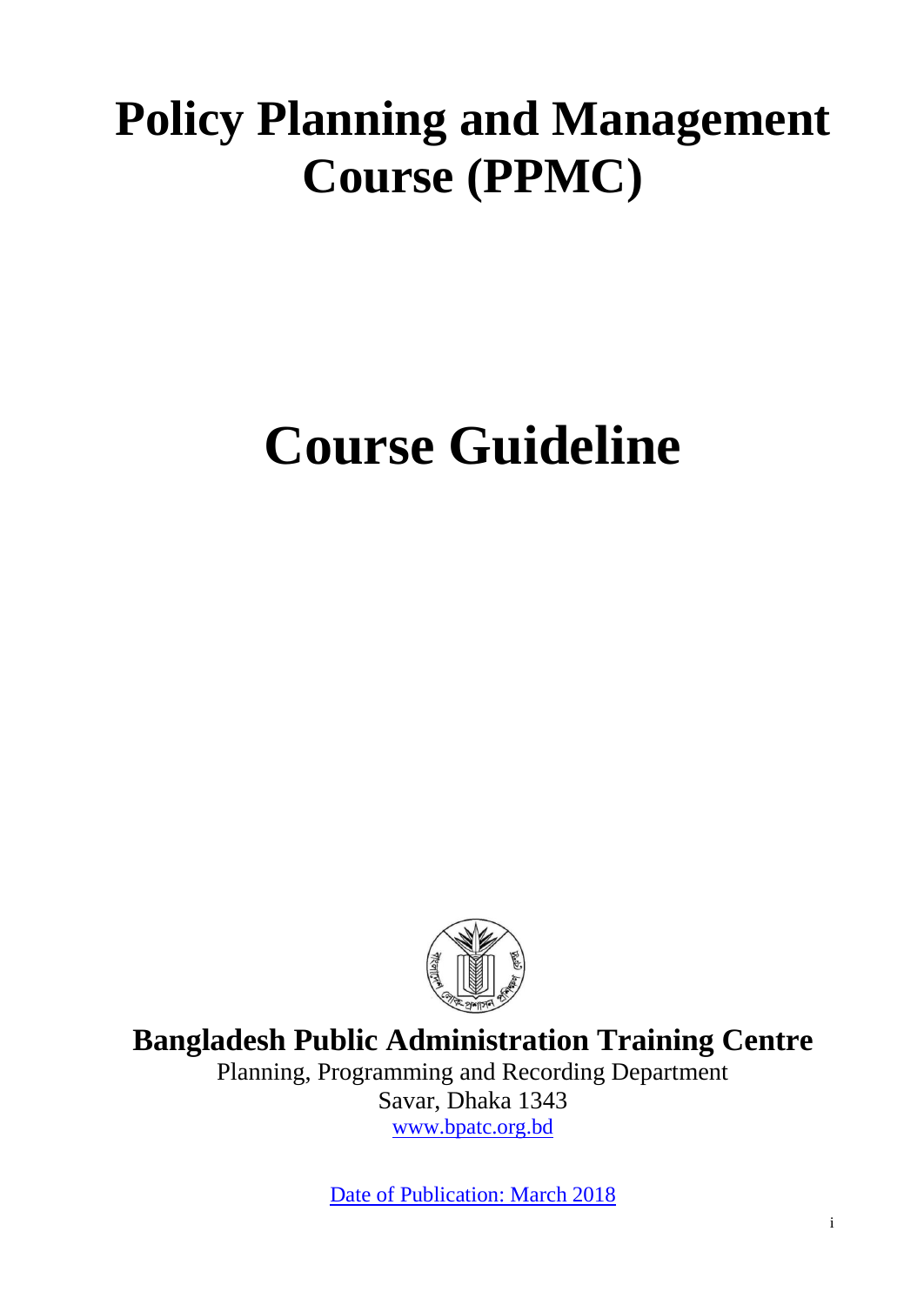# Policy Planning and Management Course (PPMC)

# Course Guideline

**Bangladesh Public Administration Training Centre**

Planning, Programming and Recording Department

Savar, Dhaka 1343

www.bpatc.org.bd

Date of Publication: March 2018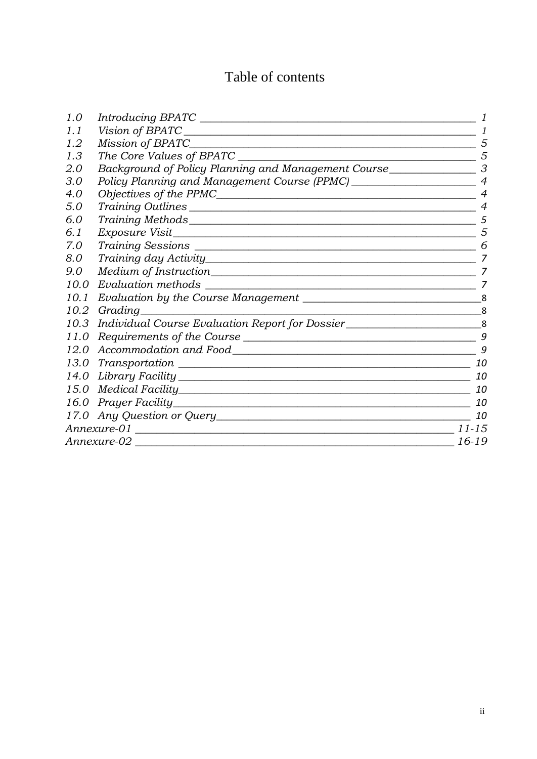# Table of contents

| | | |
|---|---|---|
| *1.0* | *Introducing BPATC* | *1* |
| *1.1* | *Vision of BPATC* | *1* |
| *1.2* | *Mission of BPATC* | *5* |
| *1.3* | *The Core Values of BPATC* | *5* |
| *2.0* | *Background of Policy Planning and Management Course* | *3* |
| *3.0* | *Policy Planning and Management Course (PPMC)* | *4* |
| *4.0* | *Objectives of the PPMC* | *4* |
| *5.0* | *Training Outlines* | *4* |
| *6.0* | *Training Methods* | *5* |
| *6.1* | *Exposure Visit* | *5* |
| *7.0* | *Training Sessions* | *6* |
| *8.0* | *Training day Activity* | *7* |
| *9.0* | *Medium of Instruction* | *7* |
| *10.0* | *Evaluation methods* | *7* |
| *10.1* | *Evaluation by the Course Management* | 8 |
| *10.2* | *Grading* | 8 |
| *10.3* | *Individual Course Evaluation Report for Dossier* | 8 |
| *11.0* | *Requirements of the Course* | *9* |
| *12.0* | *Accommodation and Food* | *9* |
| *13.0* | *Transportation* | *10* |
| *14.0* | *Library Facility* | *10* |
| *15.0* | *Medical Facility* | *10* |
| *16.0* | *Prayer Facility* | *10* |
| *17.0* | *Any Question or Query* | *10* |
| *Annexure-01* | | *11-15* |
| *Annexure-02* | | *16-19* |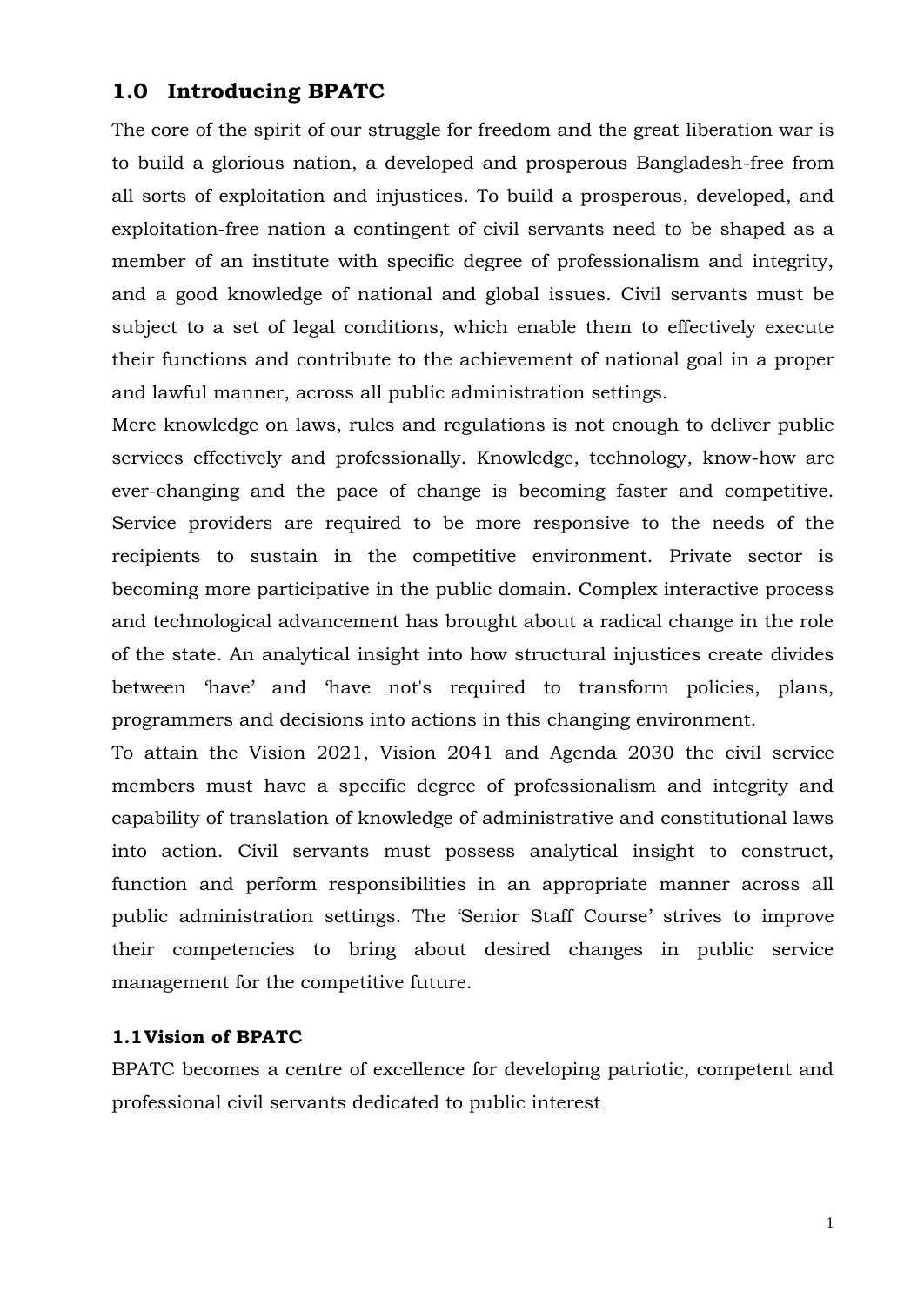## 1.0 Introducing BPATC

The core of the spirit of our struggle for freedom and the great liberation war is to build a glorious nation, a developed and prosperous Bangladesh-free from all sorts of exploitation and injustices. To build a prosperous, developed, and exploitation-free nation a contingent of civil servants need to be shaped as a member of an institute with specific degree of professionalism and integrity, and a good knowledge of national and global issues. Civil servants must be subject to a set of legal conditions, which enable them to effectively execute their functions and contribute to the achievement of national goal in a proper and lawful manner, across all public administration settings.

Mere knowledge on laws, rules and regulations is not enough to deliver public services effectively and professionally. Knowledge, technology, know-how are ever-changing and the pace of change is becoming faster and competitive. Service providers are required to be more responsive to the needs of the recipients to sustain in the competitive environment. Private sector is becoming more participative in the public domain. Complex interactive process and technological advancement has brought about a radical change in the role of the state. An analytical insight into how structural injustices create divides between 'have' and 'have not's required to transform policies, plans, programmers and decisions into actions in this changing environment.

To attain the Vision 2021, Vision 2041 and Agenda 2030 the civil service members must have a specific degree of professionalism and integrity and capability of translation of knowledge of administrative and constitutional laws into action. Civil servants must possess analytical insight to construct, function and perform responsibilities in an appropriate manner across all public administration settings. The 'Senior Staff Course' strives to improve their competencies to bring about desired changes in public service management for the competitive future.

### 1.1 Vision of BPATC

BPATC becomes a centre of excellence for developing patriotic, competent and professional civil servants dedicated to public interest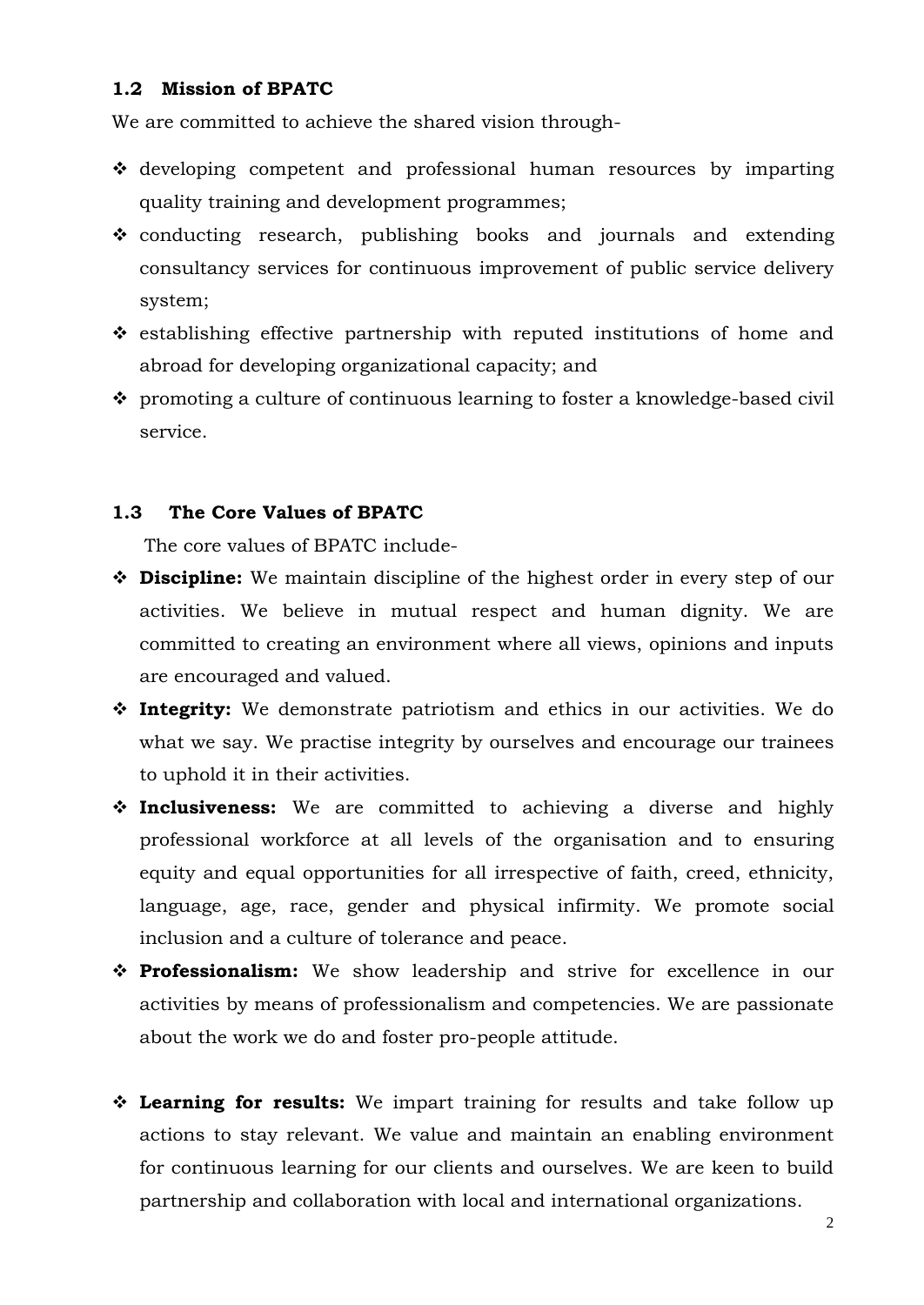### 1.2 Mission of BPATC

We are committed to achieve the shared vision through-

- developing competent and professional human resources by imparting quality training and development programmes;
- conducting research, publishing books and journals and extending consultancy services for continuous improvement of public service delivery system;
- establishing effective partnership with reputed institutions of home and abroad for developing organizational capacity; and
- promoting a culture of continuous learning to foster a knowledge-based civil service.

### 1.3 The Core Values of BPATC

The core values of BPATC include-

- **Discipline:** We maintain discipline of the highest order in every step of our activities. We believe in mutual respect and human dignity. We are committed to creating an environment where all views, opinions and inputs are encouraged and valued.
- **Integrity:** We demonstrate patriotism and ethics in our activities. We do what we say. We practise integrity by ourselves and encourage our trainees to uphold it in their activities.
- **Inclusiveness:** We are committed to achieving a diverse and highly professional workforce at all levels of the organisation and to ensuring equity and equal opportunities for all irrespective of faith, creed, ethnicity, language, age, race, gender and physical infirmity. We promote social inclusion and a culture of tolerance and peace.
- **Professionalism:** We show leadership and strive for excellence in our activities by means of professionalism and competencies. We are passionate about the work we do and foster pro-people attitude.
- **Learning for results:** We impart training for results and take follow up actions to stay relevant. We value and maintain an enabling environment for continuous learning for our clients and ourselves. We are keen to build partnership and collaboration with local and international organizations.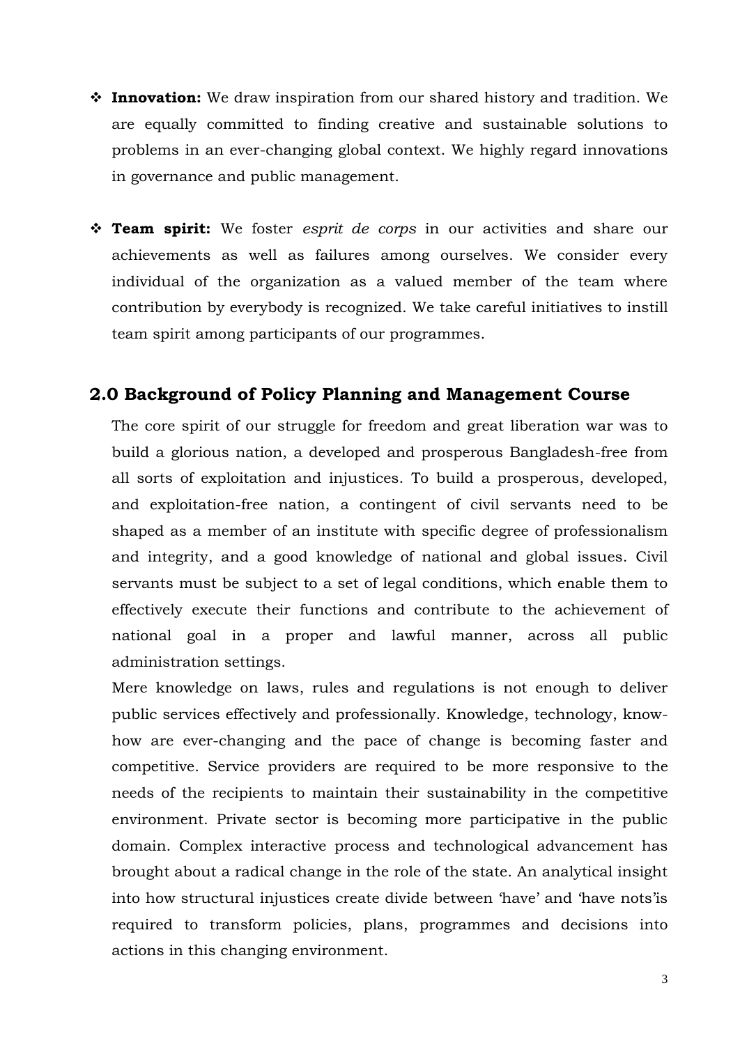- **Innovation:** We draw inspiration from our shared history and tradition. We are equally committed to finding creative and sustainable solutions to problems in an ever-changing global context. We highly regard innovations in governance and public management.

- **Team spirit:** We foster *esprit de corps* in our activities and share our achievements as well as failures among ourselves. We consider every individual of the organization as a valued member of the team where contribution by everybody is recognized. We take careful initiatives to instill team spirit among participants of our programmes.

## 2.0 Background of Policy Planning and Management Course

The core spirit of our struggle for freedom and great liberation war was to build a glorious nation, a developed and prosperous Bangladesh-free from all sorts of exploitation and injustices. To build a prosperous, developed, and exploitation-free nation, a contingent of civil servants need to be shaped as a member of an institute with specific degree of professionalism and integrity, and a good knowledge of national and global issues. Civil servants must be subject to a set of legal conditions, which enable them to effectively execute their functions and contribute to the achievement of national goal in a proper and lawful manner, across all public administration settings.

Mere knowledge on laws, rules and regulations is not enough to deliver public services effectively and professionally. Knowledge, technology, know-how are ever-changing and the pace of change is becoming faster and competitive. Service providers are required to be more responsive to the needs of the recipients to maintain their sustainability in the competitive environment. Private sector is becoming more participative in the public domain. Complex interactive process and technological advancement has brought about a radical change in the role of the state. An analytical insight into how structural injustices create divide between 'have' and 'have nots'is required to transform policies, plans, programmes and decisions into actions in this changing environment.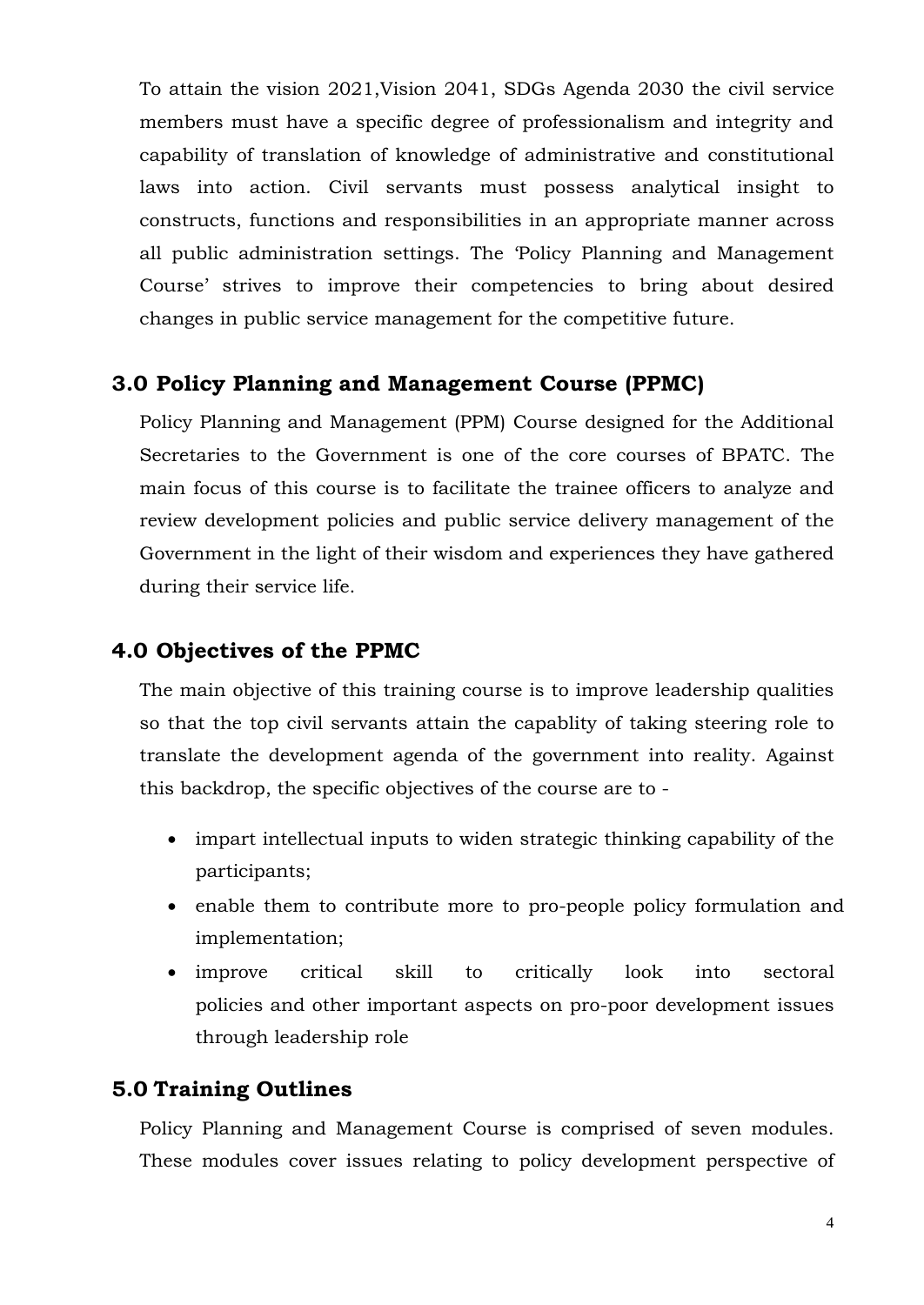To attain the vision 2021,Vision 2041, SDGs Agenda 2030 the civil service members must have a specific degree of professionalism and integrity and capability of translation of knowledge of administrative and constitutional laws into action. Civil servants must possess analytical insight to constructs, functions and responsibilities in an appropriate manner across all public administration settings. The 'Policy Planning and Management Course' strives to improve their competencies to bring about desired changes in public service management for the competitive future.

## 3.0 Policy Planning and Management Course (PPMC)

Policy Planning and Management (PPM) Course designed for the Additional Secretaries to the Government is one of the core courses of BPATC. The main focus of this course is to facilitate the trainee officers to analyze and review development policies and public service delivery management of the Government in the light of their wisdom and experiences they have gathered during their service life.

## 4.0 Objectives of the PPMC

The main objective of this training course is to improve leadership qualities so that the top civil servants attain the capablity of taking steering role to translate the development agenda of the government into reality. Against this backdrop, the specific objectives of the course are to -

- impart intellectual inputs to widen strategic thinking capability of the participants;
- enable them to contribute more to pro-people policy formulation and implementation;
- improve critical skill to critically look into sectoral policies and other important aspects on pro-poor development issues through leadership role

## 5.0 Training Outlines

Policy Planning and Management Course is comprised of seven modules. These modules cover issues relating to policy development perspective of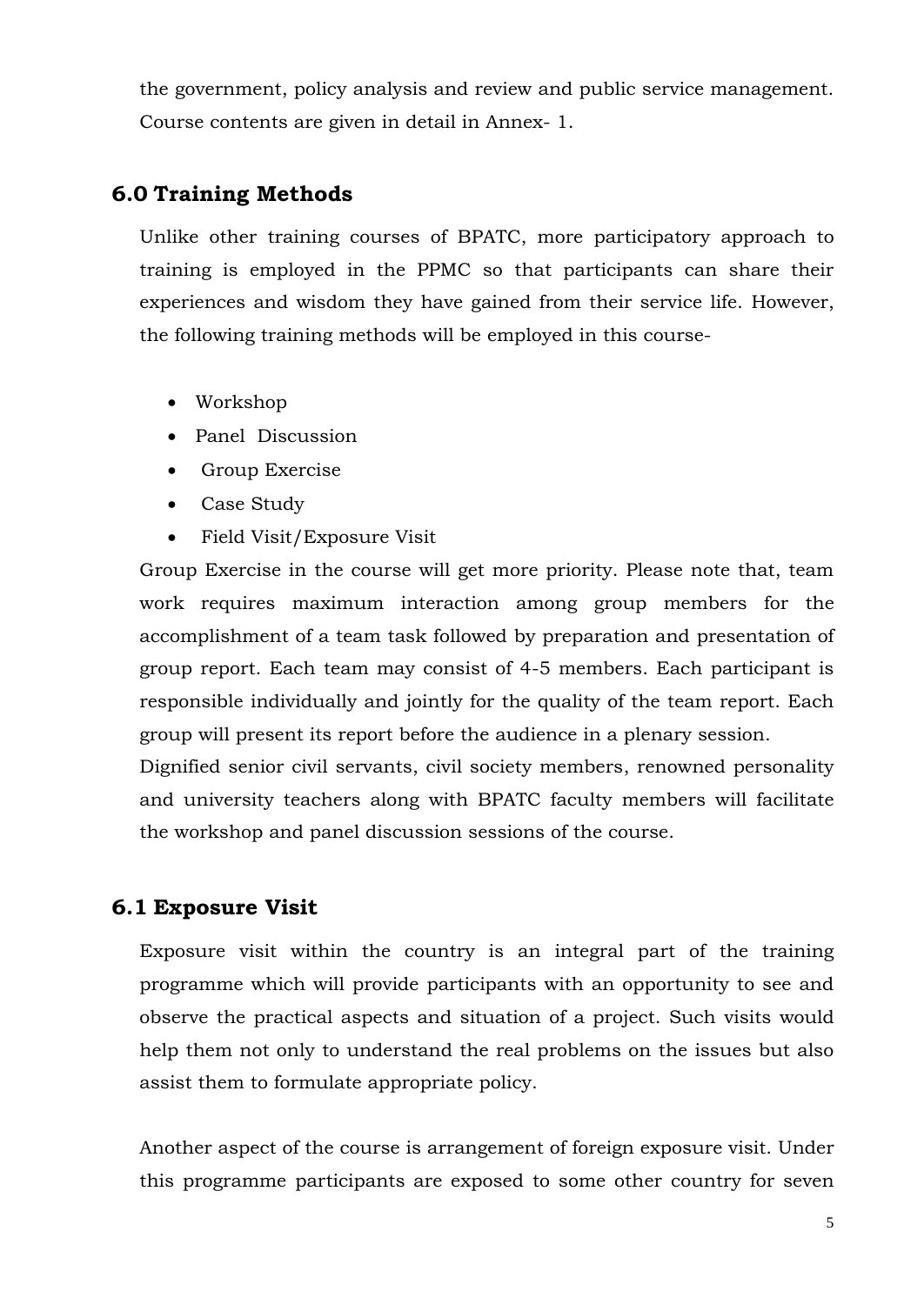the government, policy analysis and review and public service management. Course contents are given in detail in Annex- 1.

## 6.0 Training Methods

Unlike other training courses of BPATC, more participatory approach to training is employed in the PPMC so that participants can share their experiences and wisdom they have gained from their service life. However, the following training methods will be employed in this course-

- Workshop
- Panel Discussion
- Group Exercise
- Case Study
- Field Visit/Exposure Visit

Group Exercise in the course will get more priority. Please note that, team work requires maximum interaction among group members for the accomplishment of a team task followed by preparation and presentation of group report. Each team may consist of 4-5 members. Each participant is responsible individually and jointly for the quality of the team report. Each group will present its report before the audience in a plenary session.

Dignified senior civil servants, civil society members, renowned personality and university teachers along with BPATC faculty members will facilitate the workshop and panel discussion sessions of the course.

## 6.1 Exposure Visit

Exposure visit within the country is an integral part of the training programme which will provide participants with an opportunity to see and observe the practical aspects and situation of a project. Such visits would help them not only to understand the real problems on the issues but also assist them to formulate appropriate policy.

Another aspect of the course is arrangement of foreign exposure visit. Under this programme participants are exposed to some other country for seven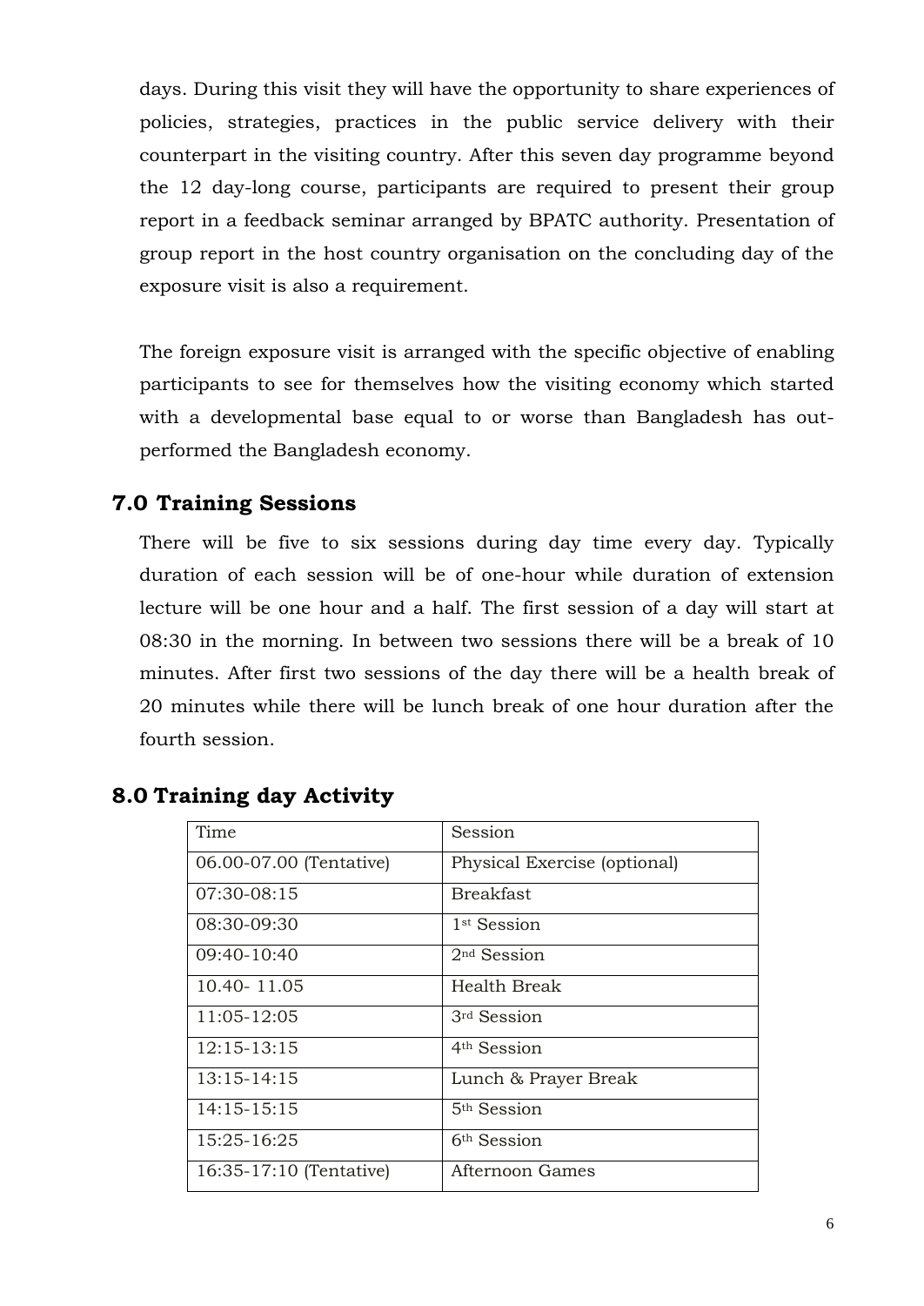days. During this visit they will have the opportunity to share experiences of policies, strategies, practices in the public service delivery with their counterpart in the visiting country. After this seven day programme beyond the 12 day-long course, participants are required to present their group report in a feedback seminar arranged by BPATC authority. Presentation of group report in the host country organisation on the concluding day of the exposure visit is also a requirement.

The foreign exposure visit is arranged with the specific objective of enabling participants to see for themselves how the visiting economy which started with a developmental base equal to or worse than Bangladesh has out-performed the Bangladesh economy.

## 7.0 Training Sessions

There will be five to six sessions during day time every day. Typically duration of each session will be of one-hour while duration of extension lecture will be one hour and a half. The first session of a day will start at 08:30 in the morning. In between two sessions there will be a break of 10 minutes. After first two sessions of the day there will be a health break of 20 minutes while there will be lunch break of one hour duration after the fourth session.

## 8.0 Training day Activity

| Time | Session |
| --- | --- |
| 06.00-07.00 (Tentative) | Physical Exercise (optional) |
| 07:30-08:15 | Breakfast |
| 08:30-09:30 | 1st Session |
| 09:40-10:40 | 2nd Session |
| 10.40- 11.05 | Health Break |
| 11:05-12:05 | 3rd Session |
| 12:15-13:15 | 4th Session |
| 13:15-14:15 | Lunch & Prayer Break |
| 14:15-15:15 | 5th Session |
| 15:25-16:25 | 6th Session |
| 16:35-17:10 (Tentative) | Afternoon Games |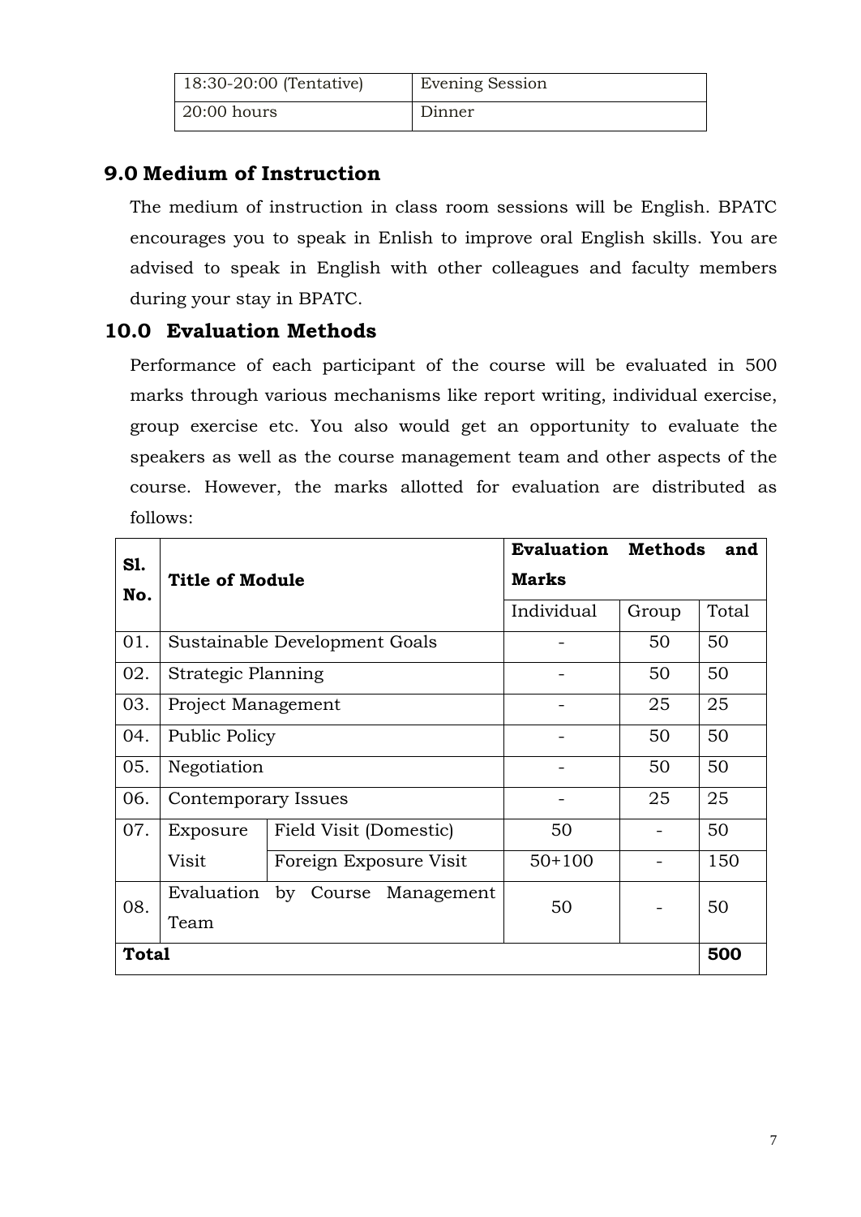| 18:30-20:00 (Tentative) | Evening Session |
|---|---|
| 20:00 hours | Dinner |

## 9.0 Medium of Instruction

The medium of instruction in class room sessions will be English. BPATC encourages you to speak in Enlish to improve oral English skills. You are advised to speak in English with other colleagues and faculty members during your stay in BPATC.

## 10.0 Evaluation Methods

Performance of each participant of the course will be evaluated in 500 marks through various mechanisms like report writing, individual exercise, group exercise etc. You also would get an opportunity to evaluate the speakers as well as the course management team and other aspects of the course. However, the marks allotted for evaluation are distributed as follows:

| **Sl. No.** | **Title of Module** | | **Evaluation Methods and Marks** | | |
|---|---|---|---|---|---|
| | | | Individual | Group | Total |
| 01. | Sustainable Development Goals | | - | 50 | 50 |
| 02. | Strategic Planning | | - | 50 | 50 |
| 03. | Project Management | | - | 25 | 25 |
| 04. | Public Policy | | - | 50 | 50 |
| 05. | Negotiation | | - | 50 | 50 |
| 06. | Contemporary Issues | | - | 25 | 25 |
| 07. | Exposure Visit | Field Visit (Domestic) | 50 | - | 50 |
| | | Foreign Exposure Visit | 50+100 | - | 150 |
| 08. | Evaluation by Course Management Team | | 50 | - | 50 |
| **Total** | | | | | **500** |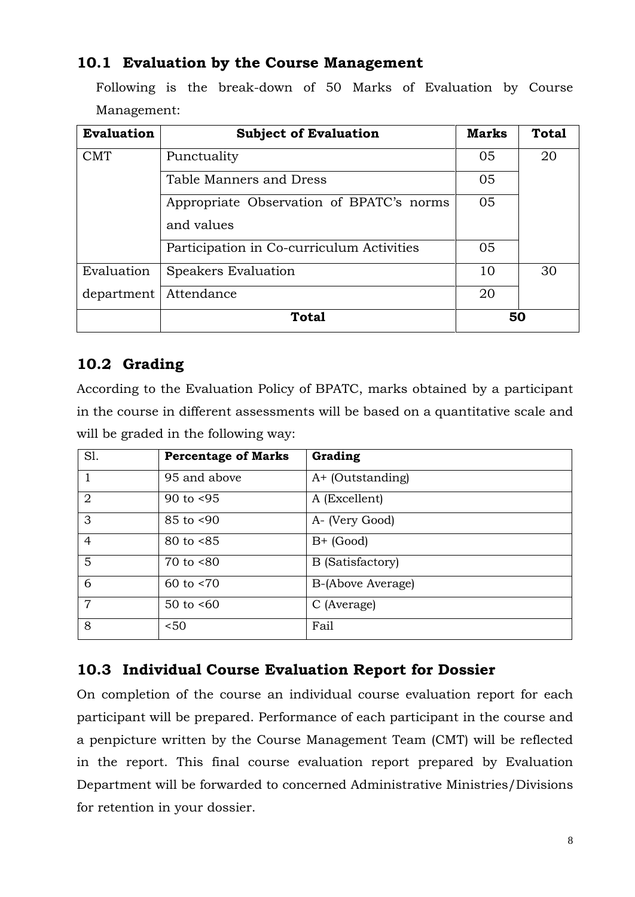## 10.1 Evaluation by the Course Management

Following is the break-down of 50 Marks of Evaluation by Course Management:

| Evaluation | Subject of Evaluation | Marks | Total |
|---|---|---|---|
| CMT | Punctuality | 05 | 20 |
| | Table Manners and Dress | 05 | |
| | Appropriate Observation of BPATC's norms and values | 05 | |
| | Participation in Co-curriculum Activities | 05 | |
| Evaluation department | Speakers Evaluation | 10 | 30 |
| | Attendance | 20 | |
| | **Total** | **50** | |

## 10.2 Grading

According to the Evaluation Policy of BPATC, marks obtained by a participant in the course in different assessments will be based on a quantitative scale and will be graded in the following way:

| Sl. | Percentage of Marks | Grading |
|---|---|---|
| 1 | 95 and above | A+ (Outstanding) |
| 2 | 90 to <95 | A (Excellent) |
| 3 | 85 to <90 | A- (Very Good) |
| 4 | 80 to <85 | B+ (Good) |
| 5 | 70 to <80 | B (Satisfactory) |
| 6 | 60 to <70 | B-(Above Average) |
| 7 | 50 to <60 | C (Average) |
| 8 | <50 | Fail |

## 10.3 Individual Course Evaluation Report for Dossier

On completion of the course an individual course evaluation report for each participant will be prepared. Performance of each participant in the course and a penpicture written by the Course Management Team (CMT) will be reflected in the report. This final course evaluation report prepared by Evaluation Department will be forwarded to concerned Administrative Ministries/Divisions for retention in your dossier.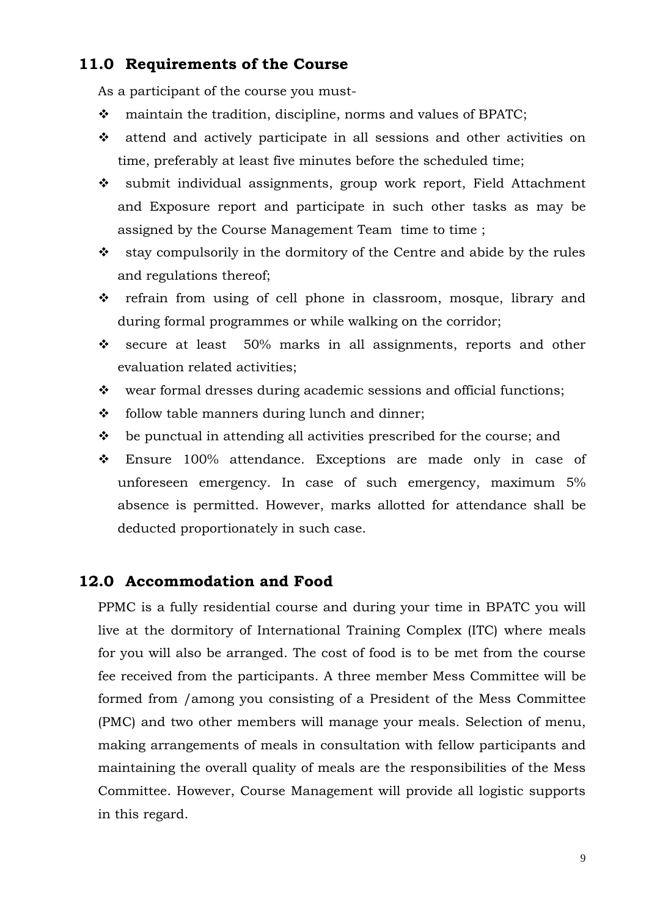## 11.0 Requirements of the Course

As a participant of the course you must-

- maintain the tradition, discipline, norms and values of BPATC;
- attend and actively participate in all sessions and other activities on time, preferably at least five minutes before the scheduled time;
- submit individual assignments, group work report, Field Attachment and Exposure report and participate in such other tasks as may be assigned by the Course Management Team time to time ;
- stay compulsorily in the dormitory of the Centre and abide by the rules and regulations thereof;
- refrain from using of cell phone in classroom, mosque, library and during formal programmes or while walking on the corridor;
- secure at least 50% marks in all assignments, reports and other evaluation related activities;
- wear formal dresses during academic sessions and official functions;
- follow table manners during lunch and dinner;
- be punctual in attending all activities prescribed for the course; and
- Ensure 100% attendance. Exceptions are made only in case of unforeseen emergency. In case of such emergency, maximum 5% absence is permitted. However, marks allotted for attendance shall be deducted proportionately in such case.

## 12.0 Accommodation and Food

PPMC is a fully residential course and during your time in BPATC you will live at the dormitory of International Training Complex (ITC) where meals for you will also be arranged. The cost of food is to be met from the course fee received from the participants. A three member Mess Committee will be formed from /among you consisting of a President of the Mess Committee (PMC) and two other members will manage your meals. Selection of menu, making arrangements of meals in consultation with fellow participants and maintaining the overall quality of meals are the responsibilities of the Mess Committee. However, Course Management will provide all logistic supports in this regard.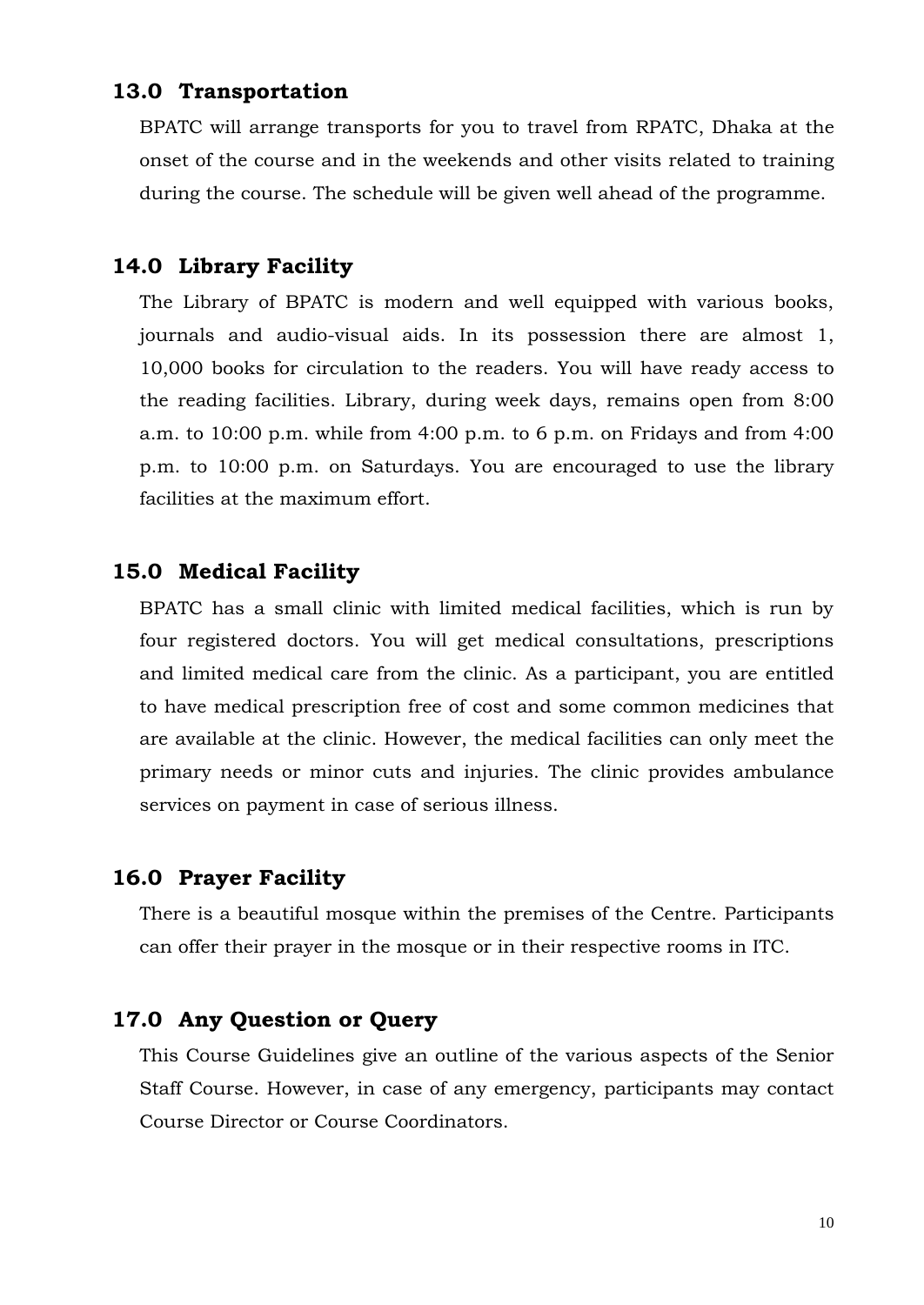## 13.0 Transportation

BPATC will arrange transports for you to travel from RPATC, Dhaka at the onset of the course and in the weekends and other visits related to training during the course. The schedule will be given well ahead of the programme.

## 14.0 Library Facility

The Library of BPATC is modern and well equipped with various books, journals and audio-visual aids. In its possession there are almost 1, 10,000 books for circulation to the readers. You will have ready access to the reading facilities. Library, during week days, remains open from 8:00 a.m. to 10:00 p.m. while from 4:00 p.m. to 6 p.m. on Fridays and from 4:00 p.m. to 10:00 p.m. on Saturdays. You are encouraged to use the library facilities at the maximum effort.

## 15.0 Medical Facility

BPATC has a small clinic with limited medical facilities, which is run by four registered doctors. You will get medical consultations, prescriptions and limited medical care from the clinic. As a participant, you are entitled to have medical prescription free of cost and some common medicines that are available at the clinic. However, the medical facilities can only meet the primary needs or minor cuts and injuries. The clinic provides ambulance services on payment in case of serious illness.

## 16.0 Prayer Facility

There is a beautiful mosque within the premises of the Centre. Participants can offer their prayer in the mosque or in their respective rooms in ITC.

## 17.0 Any Question or Query

This Course Guidelines give an outline of the various aspects of the Senior Staff Course. However, in case of any emergency, participants may contact Course Director or Course Coordinators.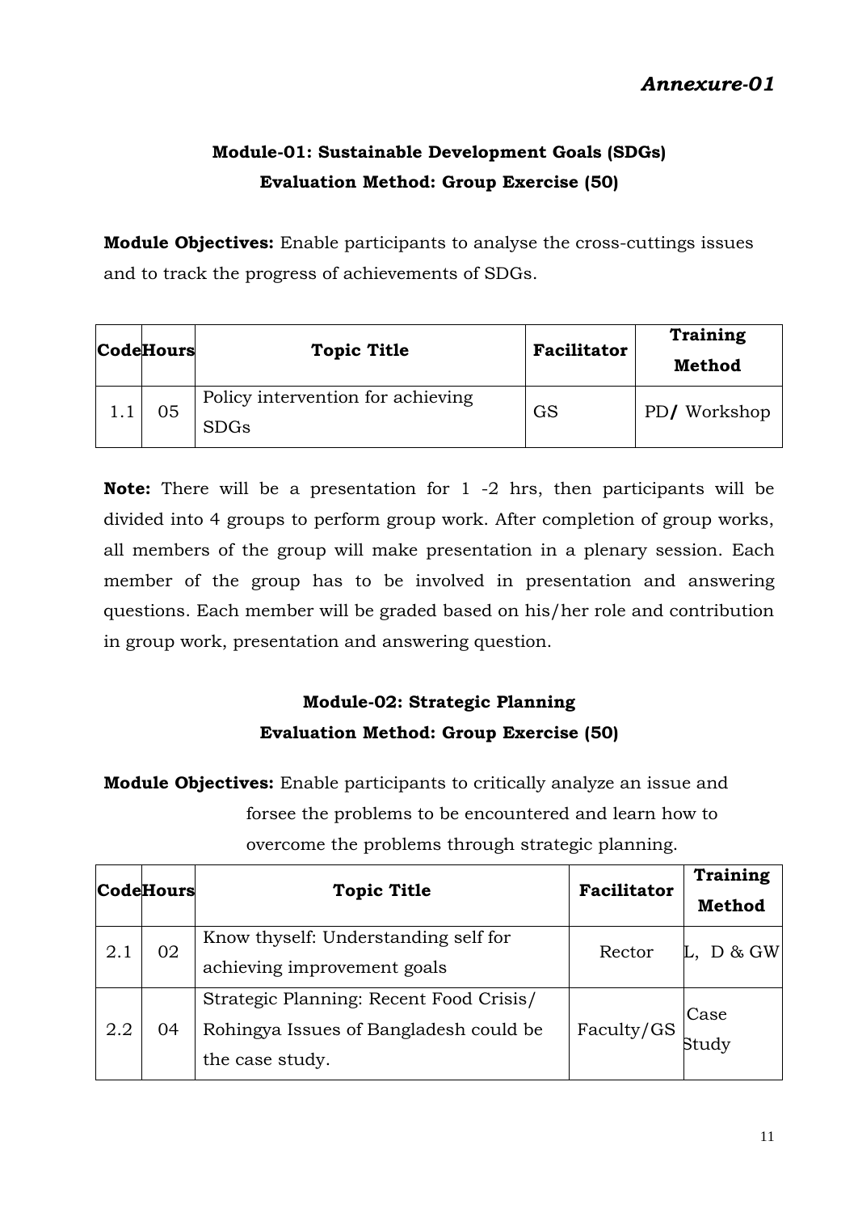*Annexure-01*

## Module-01: Sustainable Development Goals (SDGs)

**Evaluation Method: Group Exercise (50)**

**Module Objectives:** Enable participants to analyse the cross-cuttings issues and to track the progress of achievements of SDGs.

| Code | Hours | Topic Title | Facilitator | Training Method |
|---|---|---|---|---|
| 1.1 | 05 | Policy intervention for achieving SDGs | GS | PD/ Workshop |

**Note:** There will be a presentation for 1 -2 hrs, then participants will be divided into 4 groups to perform group work. After completion of group works, all members of the group will make presentation in a plenary session. Each member of the group has to be involved in presentation and answering questions. Each member will be graded based on his/her role and contribution in group work, presentation and answering question.

## Module-02: Strategic Planning

**Evaluation Method: Group Exercise (50)**

**Module Objectives:** Enable participants to critically analyze an issue and forsee the problems to be encountered and learn how to overcome the problems through strategic planning.

| Code | Hours | Topic Title | Facilitator | Training Method |
|---|---|---|---|---|
| 2.1 | 02 | Know thyself: Understanding self for achieving improvement goals | Rector | L, D & GW |
| 2.2 | 04 | Strategic Planning: Recent Food Crisis/ Rohingya Issues of Bangladesh could be the case study. | Faculty/GS | Case Study |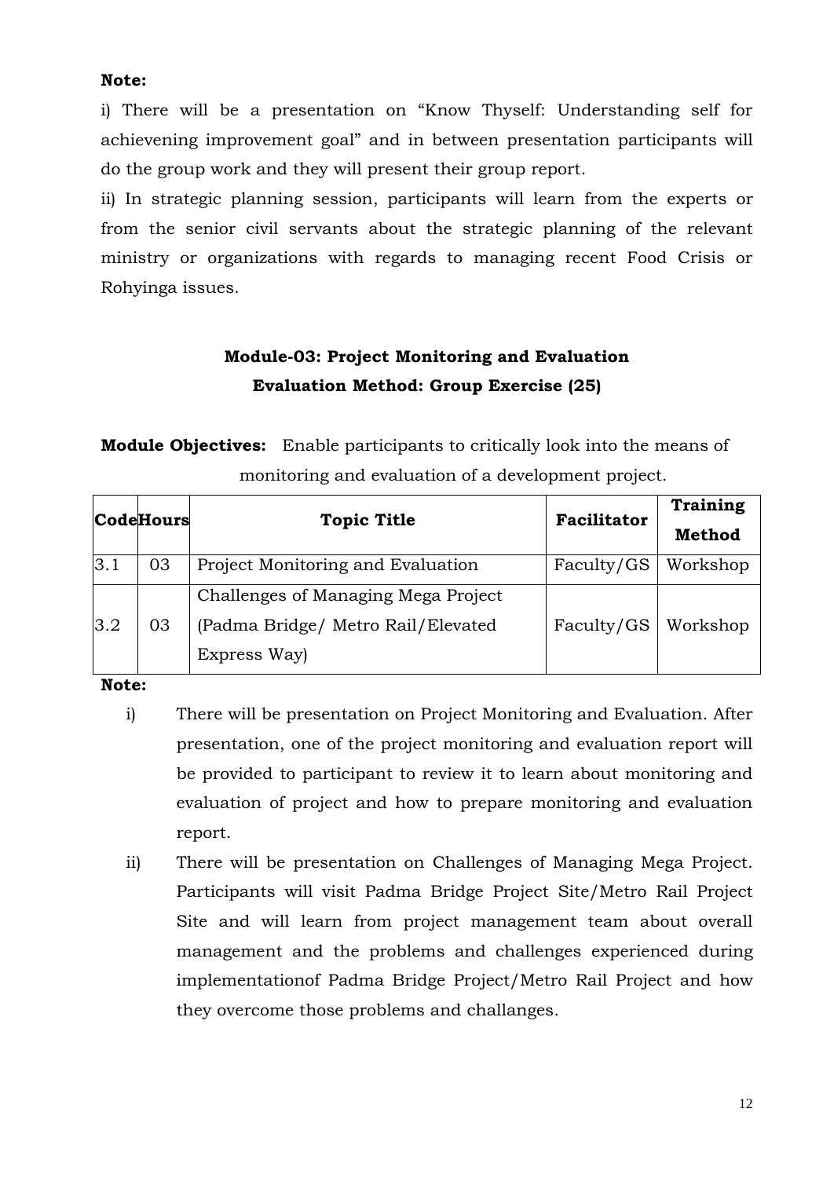**Note:**

i) There will be a presentation on "Know Thyself: Understanding self for achievening improvement goal" and in between presentation participants will do the group work and they will present their group report.

ii) In strategic planning session, participants will learn from the experts or from the senior civil servants about the strategic planning of the relevant ministry or organizations with regards to managing recent Food Crisis or Rohyinga issues.

## Module-03: Project Monitoring and Evaluation

### Evaluation Method: Group Exercise (25)

**Module Objectives:** Enable participants to critically look into the means of monitoring and evaluation of a development project.

| Code | Hours | Topic Title | Facilitator | Training Method |
|---|---|---|---|---|
| 3.1 | 03 | Project Monitoring and Evaluation | Faculty/GS | Workshop |
| 3.2 | 03 | Challenges of Managing Mega Project (Padma Bridge/ Metro Rail/Elevated Express Way) | Faculty/GS | Workshop |

**Note:**

i) There will be presentation on Project Monitoring and Evaluation. After presentation, one of the project monitoring and evaluation report will be provided to participant to review it to learn about monitoring and evaluation of project and how to prepare monitoring and evaluation report.

ii) There will be presentation on Challenges of Managing Mega Project. Participants will visit Padma Bridge Project Site/Metro Rail Project Site and will learn from project management team about overall management and the problems and challenges experienced during implementationof Padma Bridge Project/Metro Rail Project and how they overcome those problems and challanges.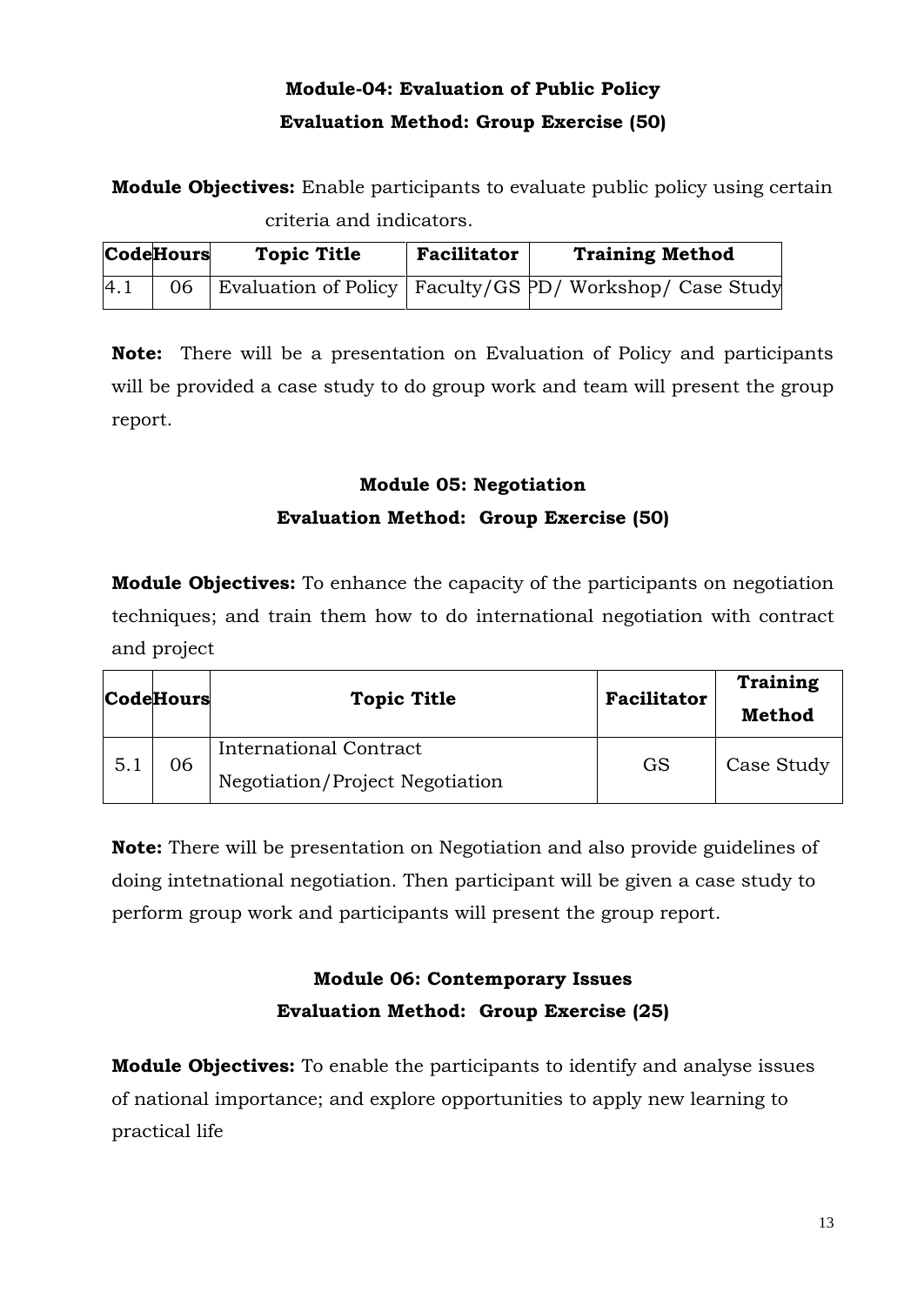**Module-04: Evaluation of Public Policy**

**Evaluation Method: Group Exercise (50)**

**Module Objectives:** Enable participants to evaluate public policy using certain criteria and indicators.

| Code | Hours | Topic Title | Facilitator | Training Method |
|---|---|---|---|---|
| 4.1 | 06 | Evaluation of Policy | Faculty/GS | PD/ Workshop/ Case Study |

**Note:** There will be a presentation on Evaluation of Policy and participants will be provided a case study to do group work and team will present the group report.

**Module 05: Negotiation**

**Evaluation Method: Group Exercise (50)**

**Module Objectives:** To enhance the capacity of the participants on negotiation techniques; and train them how to do international negotiation with contract and project

| Code | Hours | Topic Title | Facilitator | Training Method |
|---|---|---|---|---|
| 5.1 | 06 | International Contract Negotiation/Project Negotiation | GS | Case Study |

**Note:** There will be presentation on Negotiation and also provide guidelines of doing intetnational negotiation. Then participant will be given a case study to perform group work and participants will present the group report.

**Module 06: Contemporary Issues**

**Evaluation Method: Group Exercise (25)**

**Module Objectives:** To enable the participants to identify and analyse issues of national importance; and explore opportunities to apply new learning to practical life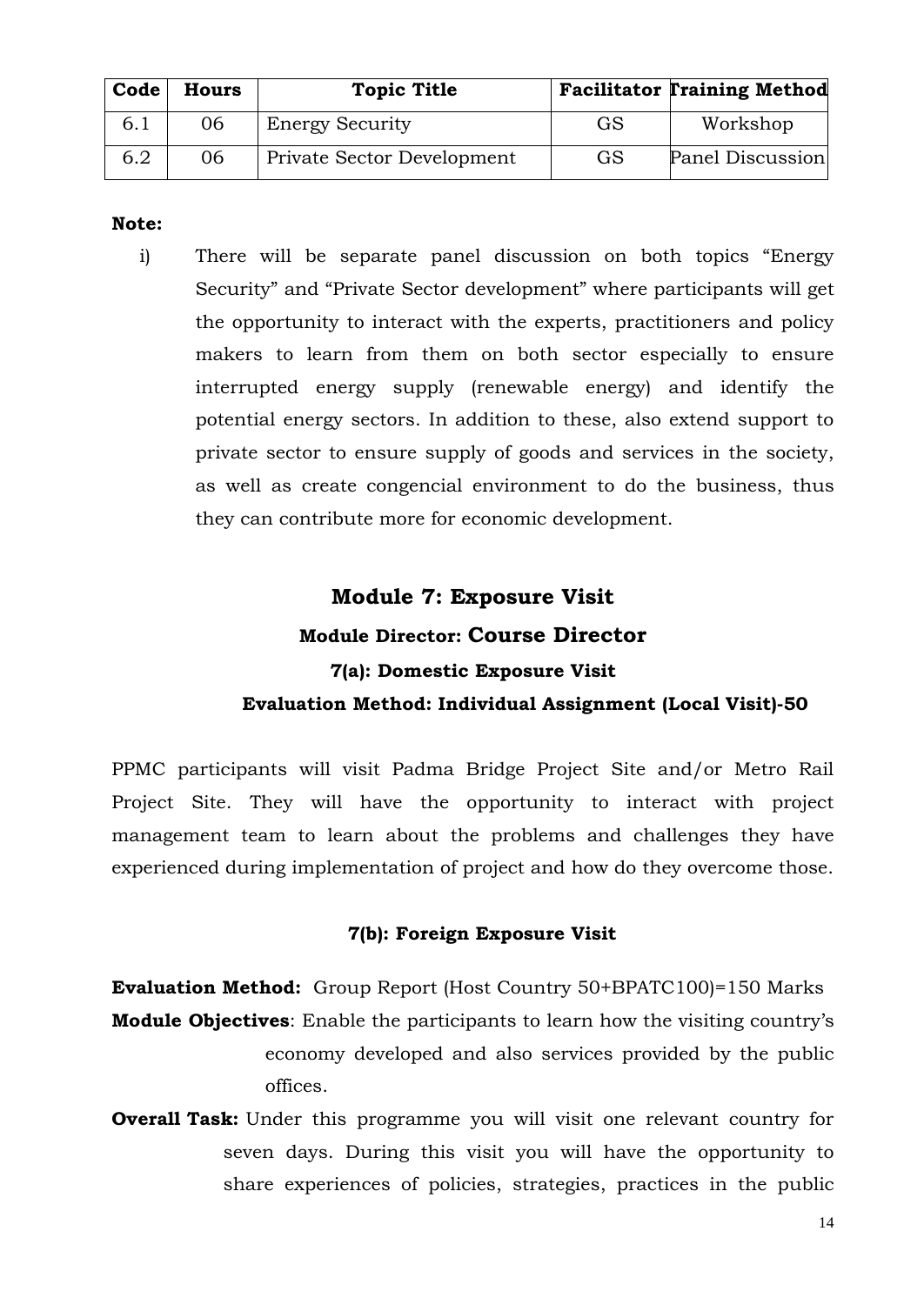| Code | Hours | Topic Title | Facilitator | Training Method |
|---|---|---|---|---|
| 6.1 | 06 | Energy Security | GS | Workshop |
| 6.2 | 06 | Private Sector Development | GS | Panel Discussion |

**Note:**

i) There will be separate panel discussion on both topics "Energy Security" and "Private Sector development" where participants will get the opportunity to interact with the experts, practitioners and policy makers to learn from them on both sector especially to ensure interrupted energy supply (renewable energy) and identify the potential energy sectors. In addition to these, also extend support to private sector to ensure supply of goods and services in the society, as well as create congencial environment to do the business, thus they can contribute more for economic development.

## Module 7: Exposure Visit

**Module Director: Course Director**

### 7(a): Domestic Exposure Visit

**Evaluation Method: Individual Assignment (Local Visit)-50**

PPMC participants will visit Padma Bridge Project Site and/or Metro Rail Project Site. They will have the opportunity to interact with project management team to learn about the problems and challenges they have experienced during implementation of project and how do they overcome those.

### 7(b): Foreign Exposure Visit

**Evaluation Method:** Group Report (Host Country 50+BPATC100)=150 Marks

**Module Objectives**: Enable the participants to learn how the visiting country's economy developed and also services provided by the public offices.

**Overall Task:** Under this programme you will visit one relevant country for seven days. During this visit you will have the opportunity to share experiences of policies, strategies, practices in the public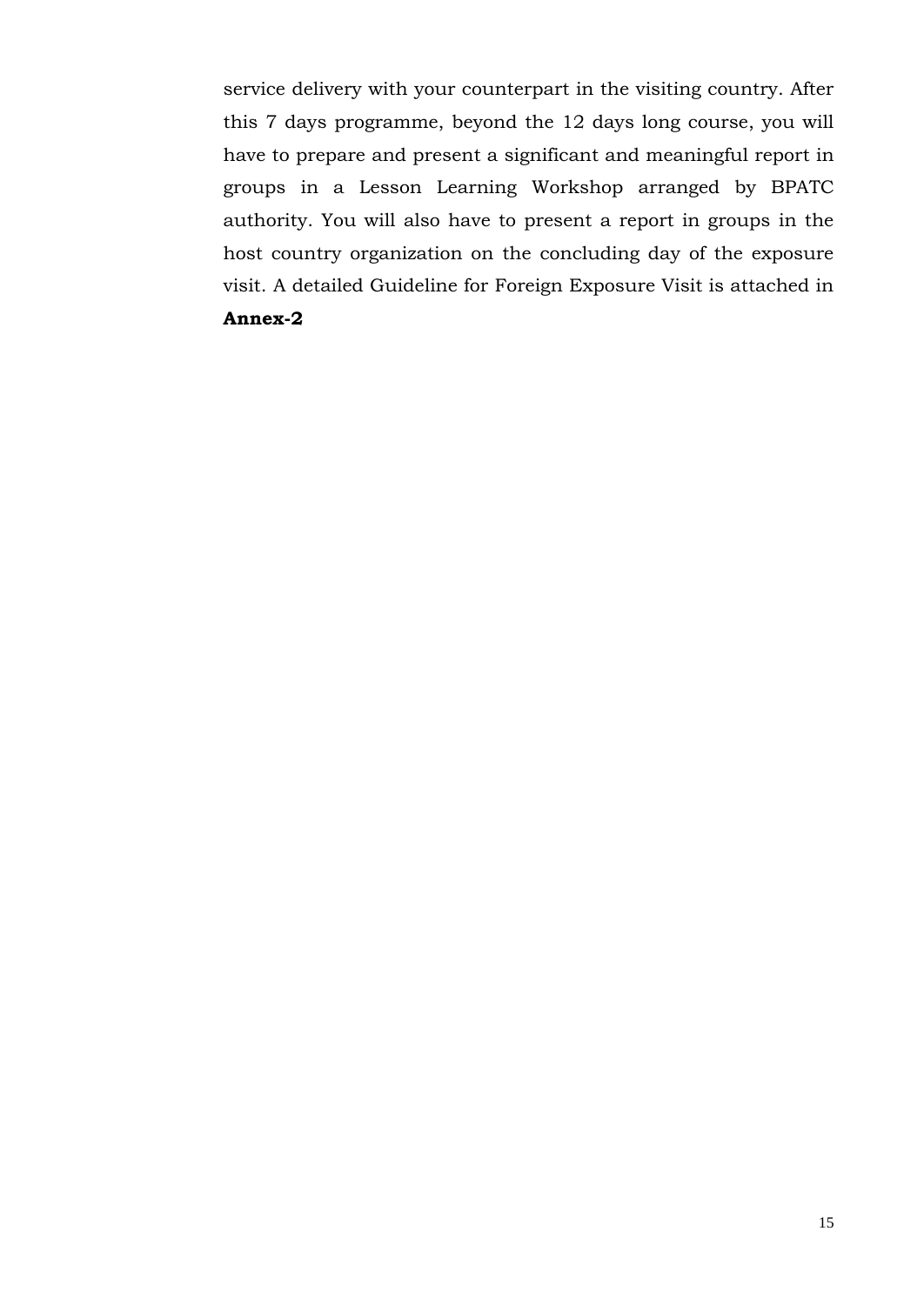service delivery with your counterpart in the visiting country. After this 7 days programme, beyond the 12 days long course, you will have to prepare and present a significant and meaningful report in groups in a Lesson Learning Workshop arranged by BPATC authority. You will also have to present a report in groups in the host country organization on the concluding day of the exposure visit. A detailed Guideline for Foreign Exposure Visit is attached in **Annex-2**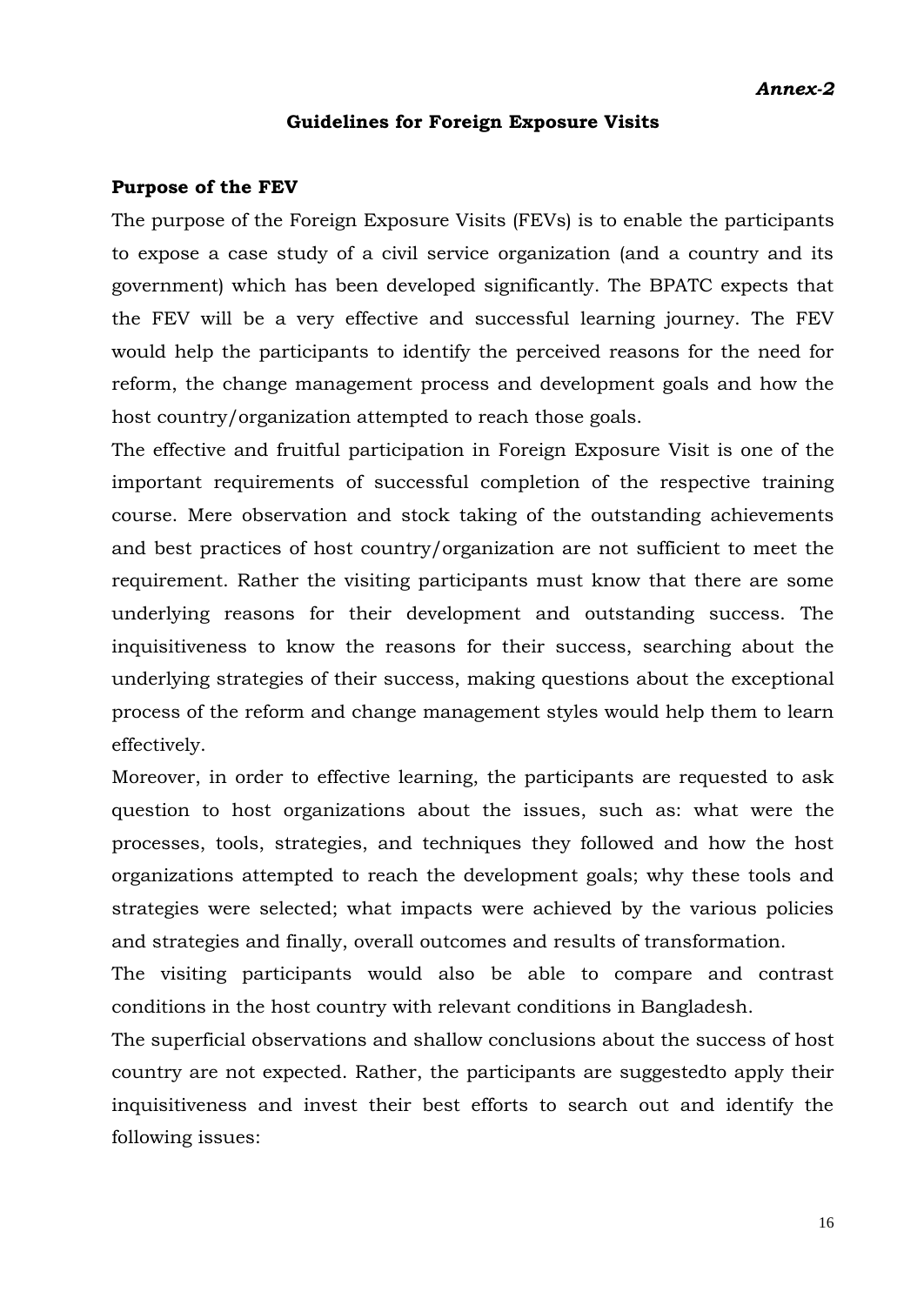***Annex-2***

## Guidelines for Foreign Exposure Visits

**Purpose of the FEV**

The purpose of the Foreign Exposure Visits (FEVs) is to enable the participants to expose a case study of a civil service organization (and a country and its government) which has been developed significantly. The BPATC expects that the FEV will be a very effective and successful learning journey. The FEV would help the participants to identify the perceived reasons for the need for reform, the change management process and development goals and how the host country/organization attempted to reach those goals.

The effective and fruitful participation in Foreign Exposure Visit is one of the important requirements of successful completion of the respective training course. Mere observation and stock taking of the outstanding achievements and best practices of host country/organization are not sufficient to meet the requirement. Rather the visiting participants must know that there are some underlying reasons for their development and outstanding success. The inquisitiveness to know the reasons for their success, searching about the underlying strategies of their success, making questions about the exceptional process of the reform and change management styles would help them to learn effectively.

Moreover, in order to effective learning, the participants are requested to ask question to host organizations about the issues, such as: what were the processes, tools, strategies, and techniques they followed and how the host organizations attempted to reach the development goals; why these tools and strategies were selected; what impacts were achieved by the various policies and strategies and finally, overall outcomes and results of transformation.

The visiting participants would also be able to compare and contrast conditions in the host country with relevant conditions in Bangladesh.

The superficial observations and shallow conclusions about the success of host country are not expected. Rather, the participants are suggestedto apply their inquisitiveness and invest their best efforts to search out and identify the following issues: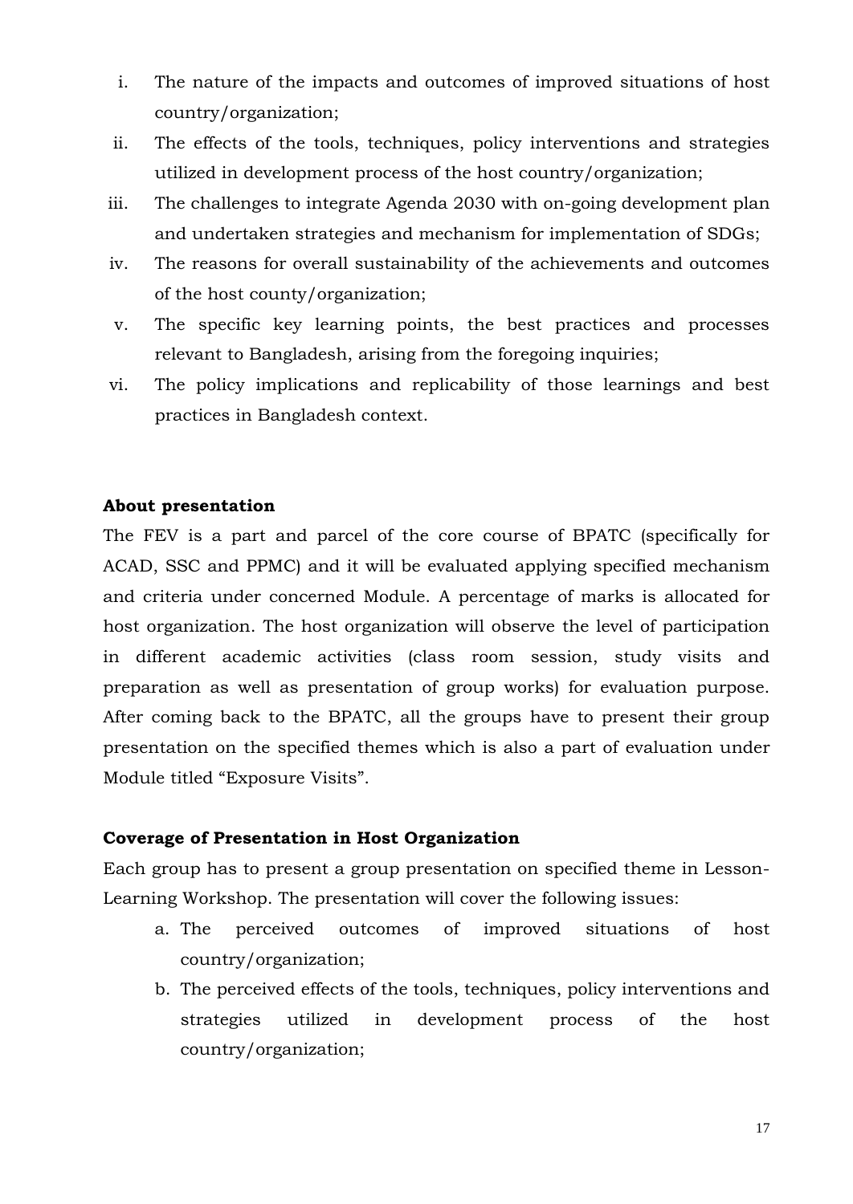i. The nature of the impacts and outcomes of improved situations of host country/organization;
ii. The effects of the tools, techniques, policy interventions and strategies utilized in development process of the host country/organization;
iii. The challenges to integrate Agenda 2030 with on-going development plan and undertaken strategies and mechanism for implementation of SDGs;
iv. The reasons for overall sustainability of the achievements and outcomes of the host county/organization;
v. The specific key learning points, the best practices and processes relevant to Bangladesh, arising from the foregoing inquiries;
vi. The policy implications and replicability of those learnings and best practices in Bangladesh context.

**About presentation**

The FEV is a part and parcel of the core course of BPATC (specifically for ACAD, SSC and PPMC) and it will be evaluated applying specified mechanism and criteria under concerned Module. A percentage of marks is allocated for host organization. The host organization will observe the level of participation in different academic activities (class room session, study visits and preparation as well as presentation of group works) for evaluation purpose. After coming back to the BPATC, all the groups have to present their group presentation on the specified themes which is also a part of evaluation under Module titled "Exposure Visits".

**Coverage of Presentation in Host Organization**

Each group has to present a group presentation on specified theme in Lesson-Learning Workshop. The presentation will cover the following issues:

a. The perceived outcomes of improved situations of host country/organization;
b. The perceived effects of the tools, techniques, policy interventions and strategies utilized in development process of the host country/organization;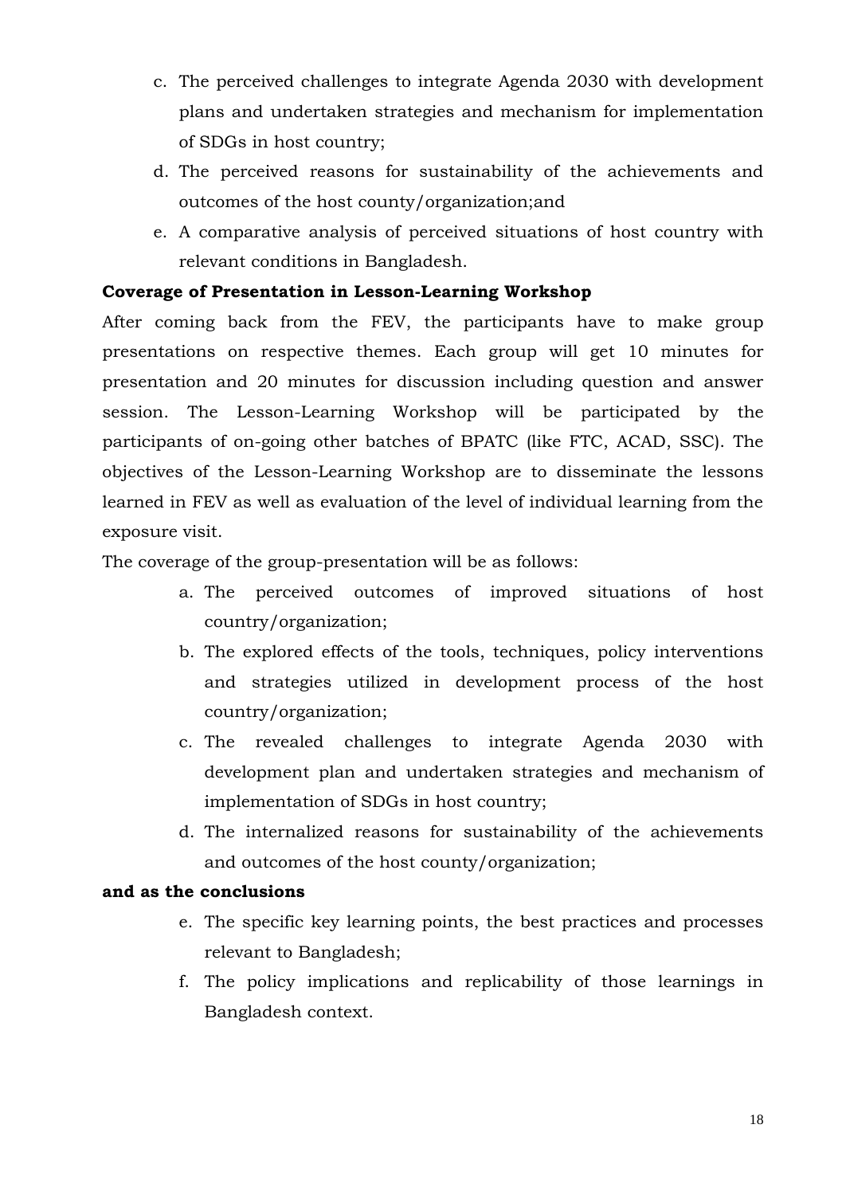c. The perceived challenges to integrate Agenda 2030 with development plans and undertaken strategies and mechanism for implementation of SDGs in host country;
d. The perceived reasons for sustainability of the achievements and outcomes of the host county/organization;and
e. A comparative analysis of perceived situations of host country with relevant conditions in Bangladesh.

**Coverage of Presentation in Lesson-Learning Workshop**

After coming back from the FEV, the participants have to make group presentations on respective themes. Each group will get 10 minutes for presentation and 20 minutes for discussion including question and answer session. The Lesson-Learning Workshop will be participated by the participants of on-going other batches of BPATC (like FTC, ACAD, SSC). The objectives of the Lesson-Learning Workshop are to disseminate the lessons learned in FEV as well as evaluation of the level of individual learning from the exposure visit.

The coverage of the group-presentation will be as follows:

a. The perceived outcomes of improved situations of host country/organization;
b. The explored effects of the tools, techniques, policy interventions and strategies utilized in development process of the host country/organization;
c. The revealed challenges to integrate Agenda 2030 with development plan and undertaken strategies and mechanism of implementation of SDGs in host country;
d. The internalized reasons for sustainability of the achievements and outcomes of the host county/organization;

**and as the conclusions**

e. The specific key learning points, the best practices and processes relevant to Bangladesh;
f. The policy implications and replicability of those learnings in Bangladesh context.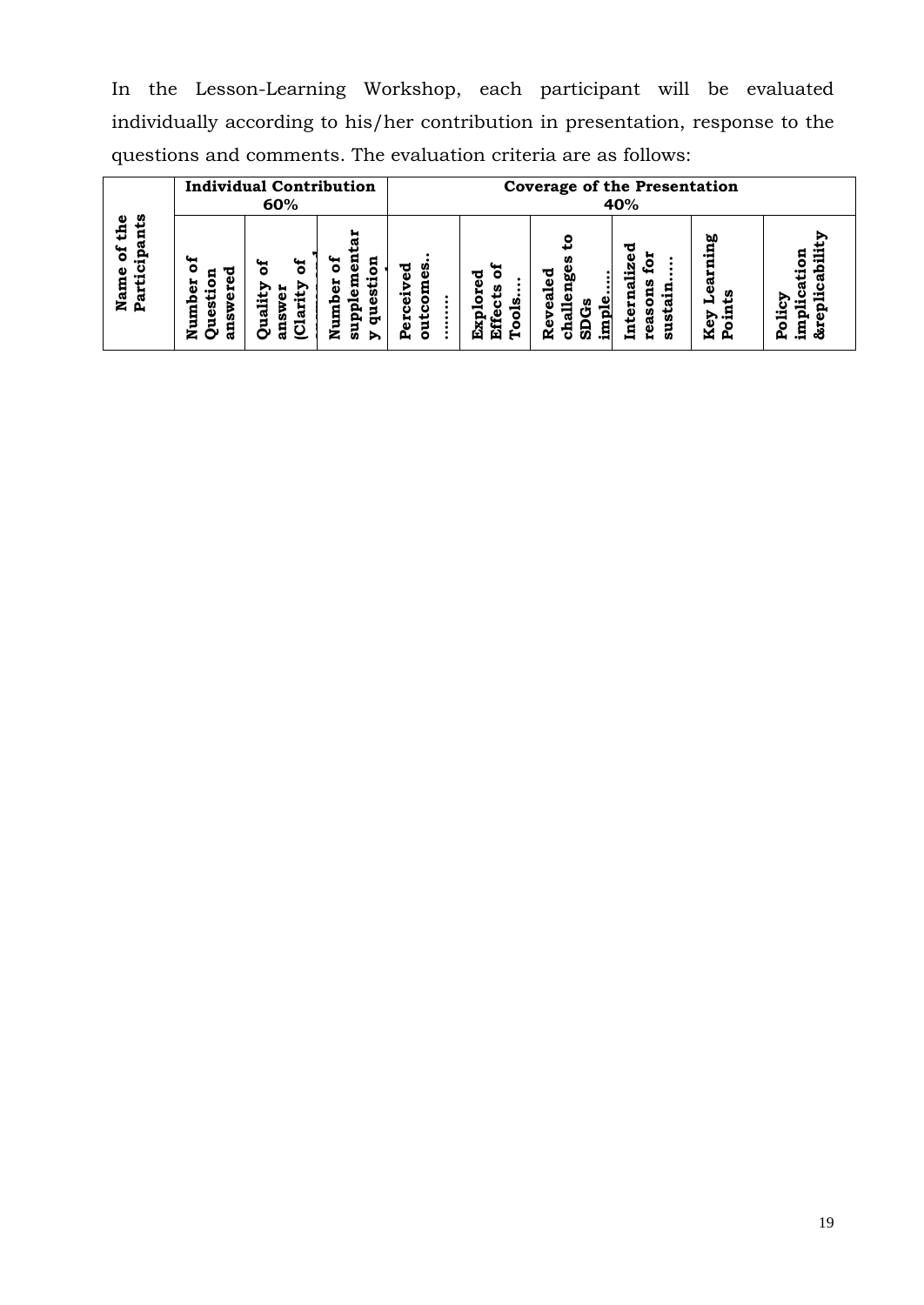In the Lesson-Learning Workshop, each participant will be evaluated individually according to his/her contribution in presentation, response to the questions and comments. The evaluation criteria are as follows:

| Name of the Participants | Individual Contribution 60% | | | Coverage of the Presentation 40% | | | | | |
|---|---|---|---|---|---|---|---|---|---|
| | Number of Question answered | Quality of answer (Clarity of… | Number of supplementary question… | Perceived outcomes……… | Explored Effects of Tools…. | Revealed challenges to SDGs imple….. | Internalized reasons for sustain….. | Key Learning Points | Policy implication &replicability |